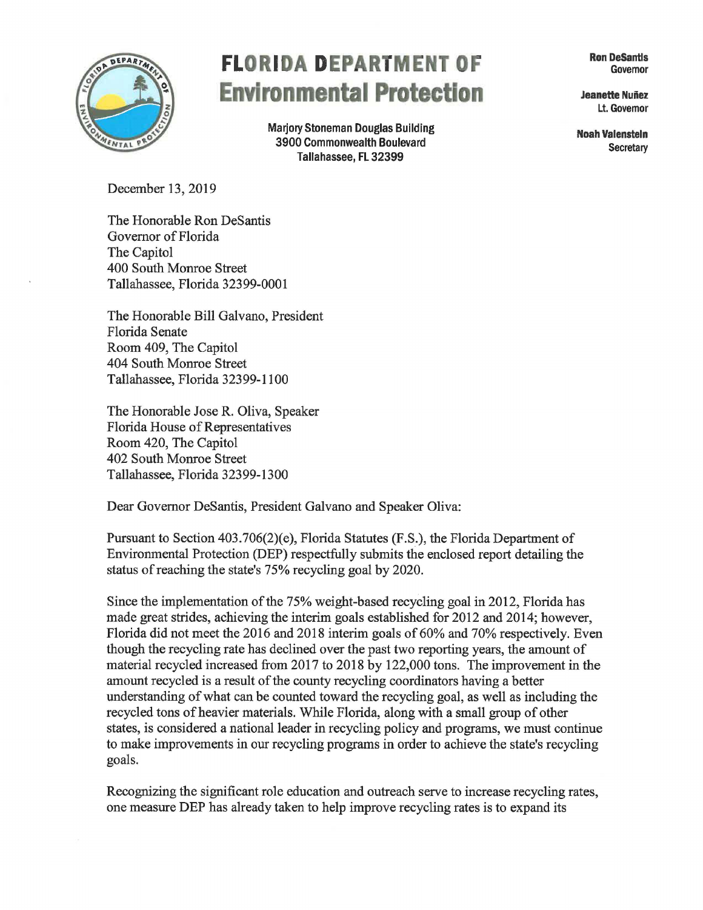# FLORIDA DEPARTMENT OF Environmental Protection

Marjory Stoneman Douglas Building
3900 Commonwealth Boulevard
Tallahassee, FL 32399

**Ron DeSantis**
Governor

**Jeanette Nuñez**
Lt. Governor

**Noah Valenstein**
Secretary

December 13, 2019

The Honorable Ron DeSantis
Governor of Florida
The Capitol
400 South Monroe Street
Tallahassee, Florida 32399-0001

The Honorable Bill Galvano, President
Florida Senate
Room 409, The Capitol
404 South Monroe Street
Tallahassee, Florida 32399-1100

The Honorable Jose R. Oliva, Speaker
Florida House of Representatives
Room 420, The Capitol
402 South Monroe Street
Tallahassee, Florida 32399-1300

Dear Governor DeSantis, President Galvano and Speaker Oliva:

Pursuant to Section 403.706(2)(e), Florida Statutes (F.S.), the Florida Department of Environmental Protection (DEP) respectfully submits the enclosed report detailing the status of reaching the state's 75% recycling goal by 2020.

Since the implementation of the 75% weight-based recycling goal in 2012, Florida has made great strides, achieving the interim goals established for 2012 and 2014; however, Florida did not meet the 2016 and 2018 interim goals of 60% and 70% respectively. Even though the recycling rate has declined over the past two reporting years, the amount of material recycled increased from 2017 to 2018 by 122,000 tons. The improvement in the amount recycled is a result of the county recycling coordinators having a better understanding of what can be counted toward the recycling goal, as well as including the recycled tons of heavier materials. While Florida, along with a small group of other states, is considered a national leader in recycling policy and programs, we must continue to make improvements in our recycling programs in order to achieve the state's recycling goals.

Recognizing the significant role education and outreach serve to increase recycling rates, one measure DEP has already taken to help improve recycling rates is to expand its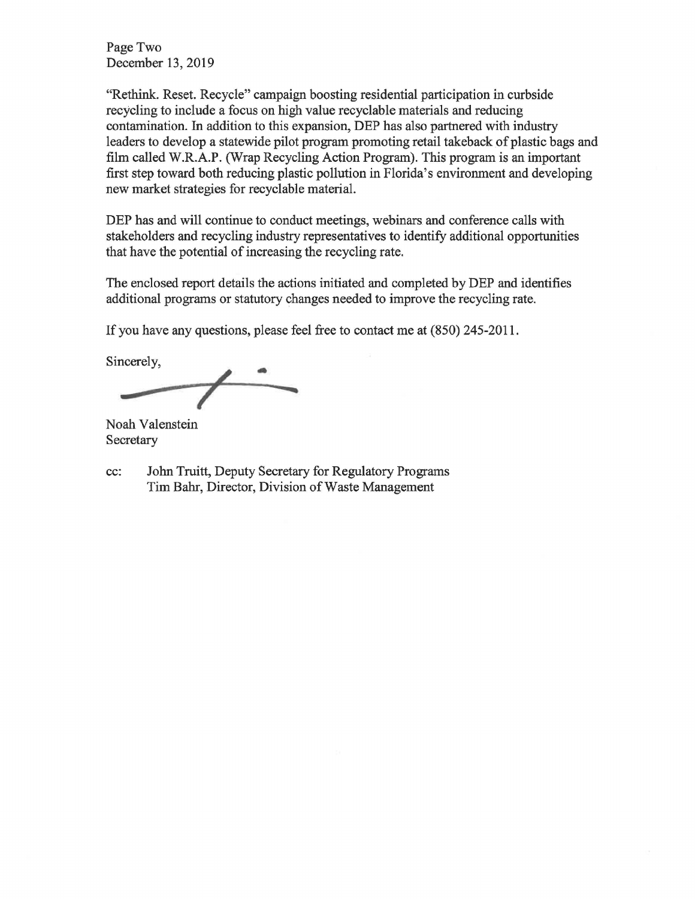"Rethink. Reset. Recycle" campaign boosting residential participation in curbside recycling to include a focus on high value recyclable materials and reducing contamination. In addition to this expansion, DEP has also partnered with industry leaders to develop a statewide pilot program promoting retail takeback of plastic bags and film called W.R.A.P. (Wrap Recycling Action Program). This program is an important first step toward both reducing plastic pollution in Florida's environment and developing new market strategies for recyclable material.

DEP has and will continue to conduct meetings, webinars and conference calls with stakeholders and recycling industry representatives to identify additional opportunities that have the potential of increasing the recycling rate.

The enclosed report details the actions initiated and completed by DEP and identifies additional programs or statutory changes needed to improve the recycling rate.

If you have any questions, please feel free to contact me at (850) 245-2011.

Sincerely,

Noah Valenstein
Secretary

cc: John Truitt, Deputy Secretary for Regulatory Programs
Tim Bahr, Director, Division of Waste Management